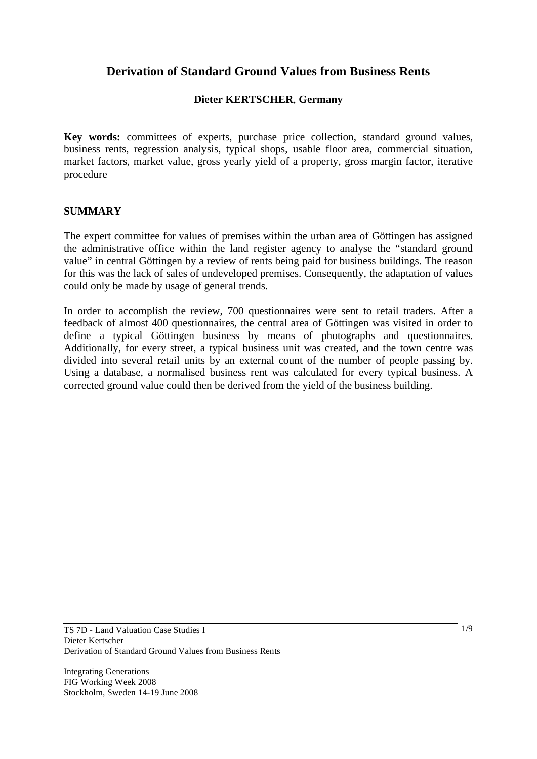# Derivation of Standard Ground Values from Business Rents

**Dieter KERTSCHER, Germany**

**Key words:** committees of experts, purchase price collection, standard ground values, business rents, regression analysis, typical shops, usable floor area, commercial situation, market factors, market value, gross yearly yield of a property, gross margin factor, iterative procedure

## SUMMARY

The expert committee for values of premises within the urban area of Göttingen has assigned the administrative office within the land register agency to analyse the "standard ground value" in central Göttingen by a review of rents being paid for business buildings. The reason for this was the lack of sales of undeveloped premises. Consequently, the adaptation of values could only be made by usage of general trends.

In order to accomplish the review, 700 questionnaires were sent to retail traders. After a feedback of almost 400 questionnaires, the central area of Göttingen was visited in order to define a typical Göttingen business by means of photographs and questionnaires. Additionally, for every street, a typical business unit was created, and the town centre was divided into several retail units by an external count of the number of people passing by. Using a database, a normalised business rent was calculated for every typical business. A corrected ground value could then be derived from the yield of the business building.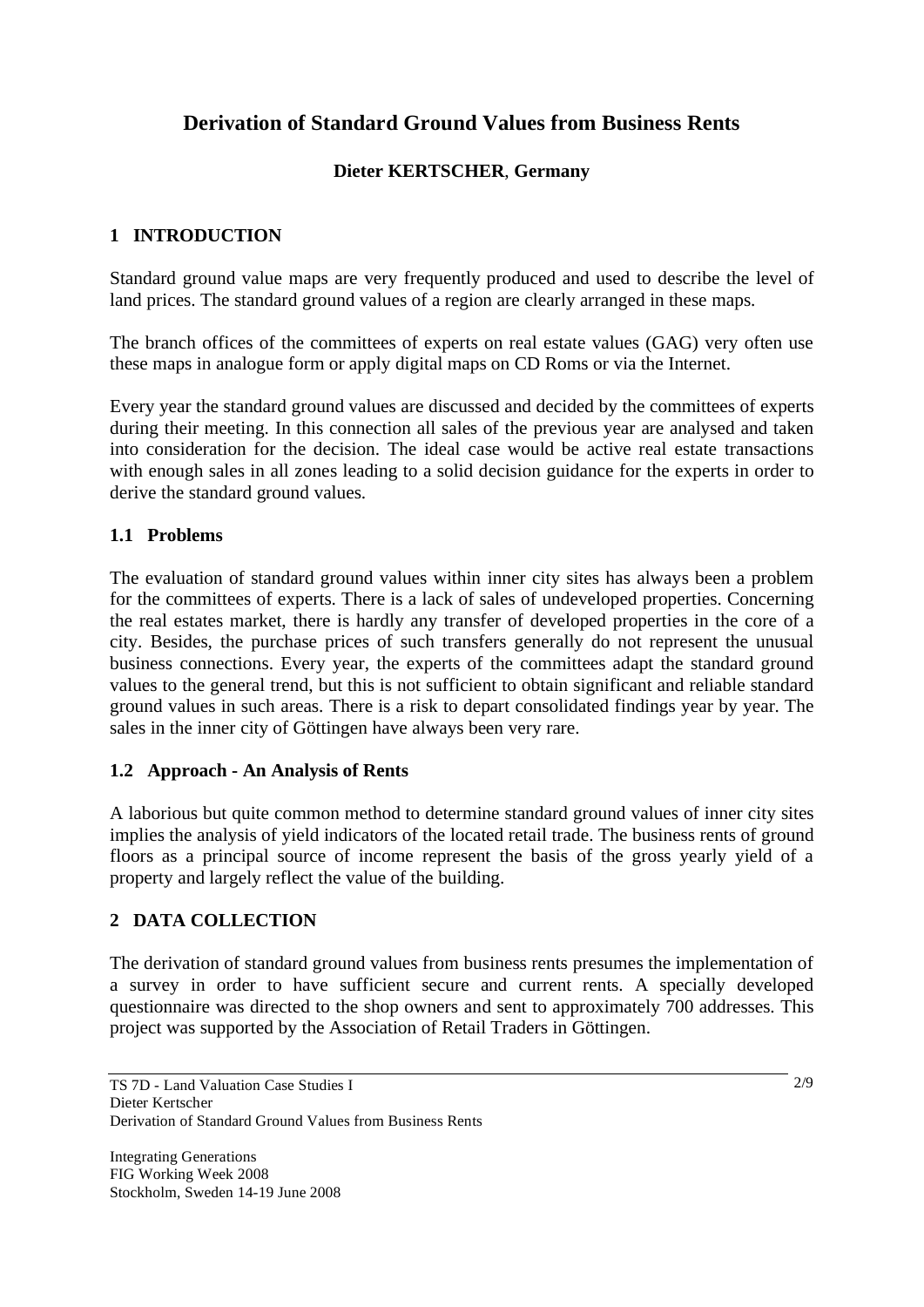# Derivation of Standard Ground Values from Business Rents

**Dieter KERTSCHER, Germany**

## 1 INTRODUCTION

Standard ground value maps are very frequently produced and used to describe the level of land prices. The standard ground values of a region are clearly arranged in these maps.

The branch offices of the committees of experts on real estate values (GAG) very often use these maps in analogue form or apply digital maps on CD Roms or via the Internet.

Every year the standard ground values are discussed and decided by the committees of experts during their meeting. In this connection all sales of the previous year are analysed and taken into consideration for the decision. The ideal case would be active real estate transactions with enough sales in all zones leading to a solid decision guidance for the experts in order to derive the standard ground values.

### 1.1 Problems

The evaluation of standard ground values within inner city sites has always been a problem for the committees of experts. There is a lack of sales of undeveloped properties. Concerning the real estates market, there is hardly any transfer of developed properties in the core of a city. Besides, the purchase prices of such transfers generally do not represent the unusual business connections. Every year, the experts of the committees adapt the standard ground values to the general trend, but this is not sufficient to obtain significant and reliable standard ground values in such areas. There is a risk to depart consolidated findings year by year. The sales in the inner city of Göttingen have always been very rare.

### 1.2 Approach - An Analysis of Rents

A laborious but quite common method to determine standard ground values of inner city sites implies the analysis of yield indicators of the located retail trade. The business rents of ground floors as a principal source of income represent the basis of the gross yearly yield of a property and largely reflect the value of the building.

## 2 DATA COLLECTION

The derivation of standard ground values from business rents presumes the implementation of a survey in order to have sufficient secure and current rents. A specially developed questionnaire was directed to the shop owners and sent to approximately 700 addresses. This project was supported by the Association of Retail Traders in Göttingen.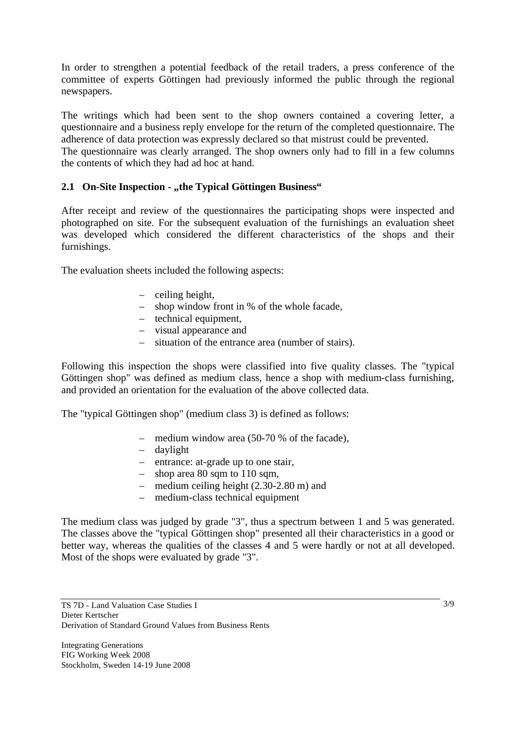In order to strengthen a potential feedback of the retail traders, a press conference of the committee of experts Göttingen had previously informed the public through the regional newspapers.

The writings which had been sent to the shop owners contained a covering letter, a questionnaire and a business reply envelope for the return of the completed questionnaire. The adherence of data protection was expressly declared so that mistrust could be prevented.
The questionnaire was clearly arranged. The shop owners only had to fill in a few columns the contents of which they had ad hoc at hand.

### 2.1 On-Site Inspection - „the Typical Göttingen Business“

After receipt and review of the questionnaires the participating shops were inspected and photographed on site. For the subsequent evaluation of the furnishings an evaluation sheet was developed which considered the different characteristics of the shops and their furnishings.

The evaluation sheets included the following aspects:

- ceiling height,
- shop window front in % of the whole facade,
- technical equipment,
- visual appearance and
- situation of the entrance area (number of stairs).

Following this inspection the shops were classified into five quality classes. The "typical Göttingen shop" was defined as medium class, hence a shop with medium-class furnishing, and provided an orientation for the evaluation of the above collected data.

The "typical Göttingen shop" (medium class 3) is defined as follows:

- medium window area (50-70 % of the facade),
- daylight
- entrance: at-grade up to one stair,
- shop area 80 sqm to 110 sqm,
- medium ceiling height (2.30-2.80 m) and
- medium-class technical equipment

The medium class was judged by grade "3", thus a spectrum between 1 and 5 was generated. The classes above the "typical Göttingen shop" presented all their characteristics in a good or better way, whereas the qualities of the classes 4 and 5 were hardly or not at all developed. Most of the shops were evaluated by grade "3".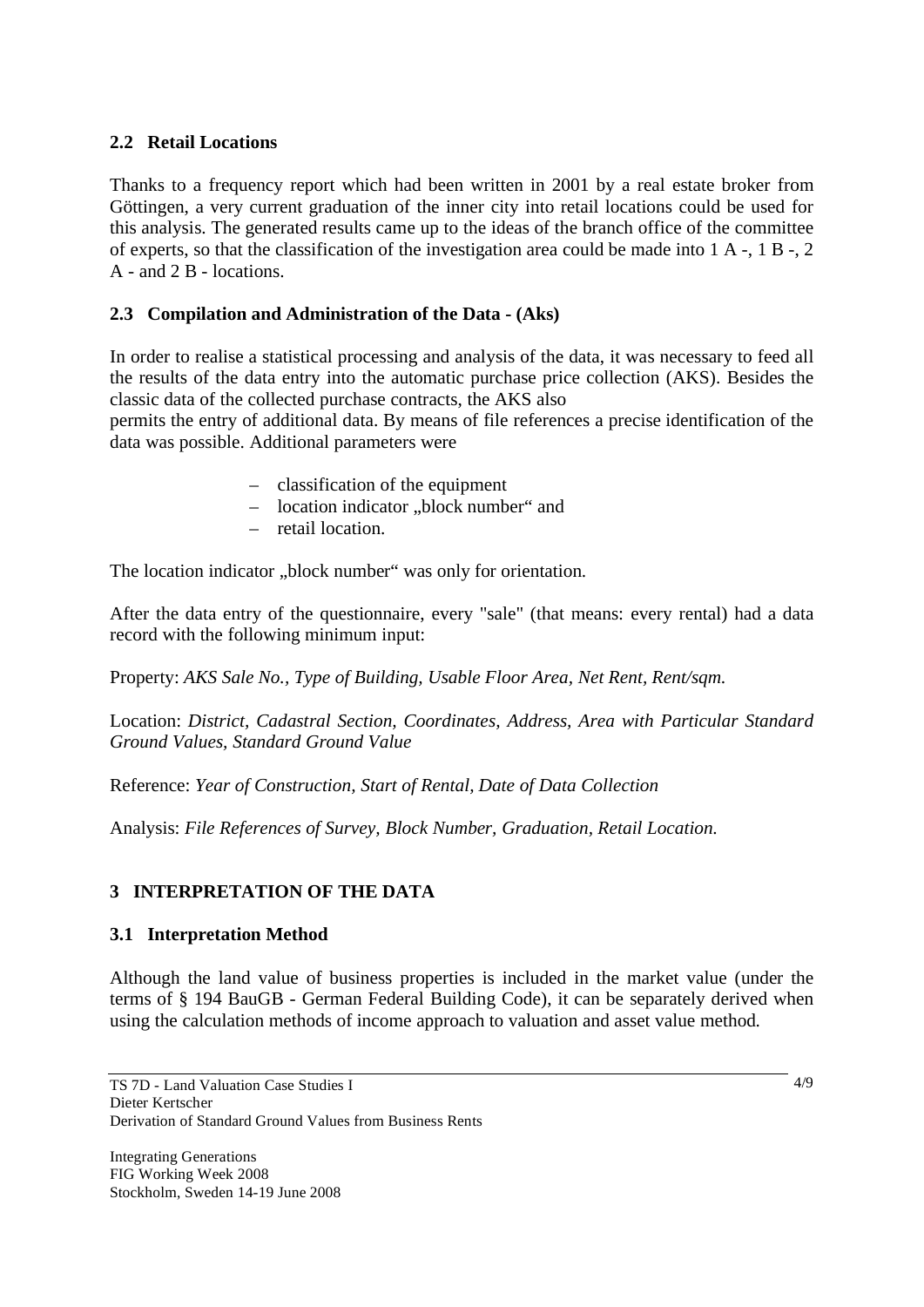## 2.2 Retail Locations

Thanks to a frequency report which had been written in 2001 by a real estate broker from Göttingen, a very current graduation of the inner city into retail locations could be used for this analysis. The generated results came up to the ideas of the branch office of the committee of experts, so that the classification of the investigation area could be made into 1 A -, 1 B -, 2 A - and 2 B - locations.

## 2.3 Compilation and Administration of the Data - (Aks)

In order to realise a statistical processing and analysis of the data, it was necessary to feed all the results of the data entry into the automatic purchase price collection (AKS). Besides the classic data of the collected purchase contracts, the AKS also permits the entry of additional data. By means of file references a precise identification of the data was possible. Additional parameters were

- classification of the equipment
- location indicator „block number“ and
- retail location.

The location indicator „block number“ was only for orientation.

After the data entry of the questionnaire, every "sale" (that means: every rental) had a data record with the following minimum input:

Property: *AKS Sale No., Type of Building, Usable Floor Area, Net Rent, Rent/sqm.*

Location: *District, Cadastral Section, Coordinates, Address, Area with Particular Standard Ground Values, Standard Ground Value*

Reference: *Year of Construction, Start of Rental, Date of Data Collection*

Analysis: *File References of Survey, Block Number, Graduation, Retail Location.*

# 3 INTERPRETATION OF THE DATA

## 3.1 Interpretation Method

Although the land value of business properties is included in the market value (under the terms of § 194 BauGB - German Federal Building Code), it can be separately derived when using the calculation methods of income approach to valuation and asset value method.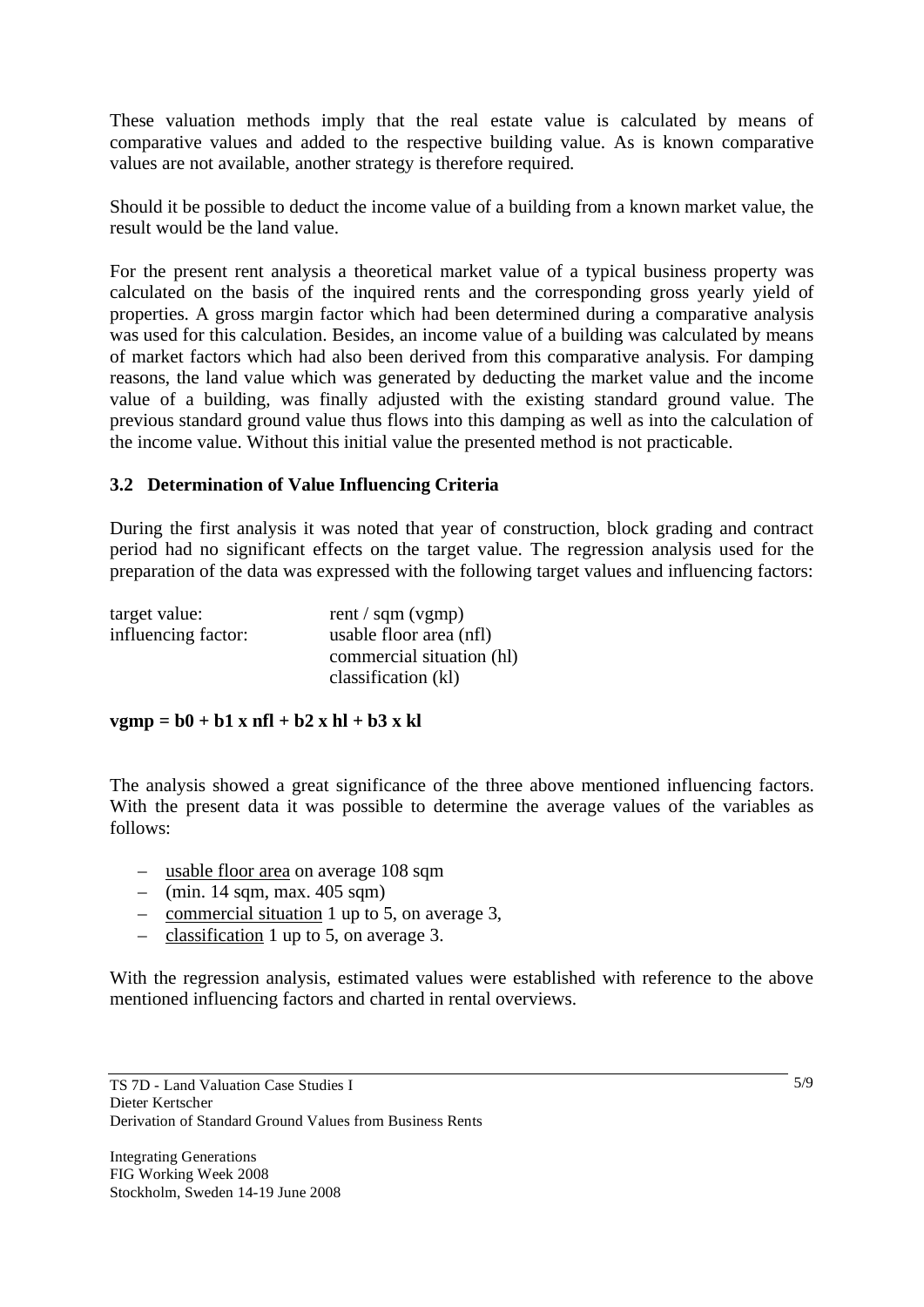These valuation methods imply that the real estate value is calculated by means of comparative values and added to the respective building value. As is known comparative values are not available, another strategy is therefore required.

Should it be possible to deduct the income value of a building from a known market value, the result would be the land value.

For the present rent analysis a theoretical market value of a typical business property was calculated on the basis of the inquired rents and the corresponding gross yearly yield of properties. A gross margin factor which had been determined during a comparative analysis was used for this calculation. Besides, an income value of a building was calculated by means of market factors which had also been derived from this comparative analysis. For damping reasons, the land value which was generated by deducting the market value and the income value of a building, was finally adjusted with the existing standard ground value. The previous standard ground value thus flows into this damping as well as into the calculation of the income value. Without this initial value the presented method is not practicable.

### 3.2 Determination of Value Influencing Criteria

During the first analysis it was noted that year of construction, block grading and contract period had no significant effects on the target value. The regression analysis used for the preparation of the data was expressed with the following target values and influencing factors:

| | |
|---|---|
| target value: | rent / sqm (vgmp) |
| influencing factor: | usable floor area (nfl) |
| | commercial situation (hl) |
| | classification (kl) |

**vgmp = b0 + b1 x nfl + b2 x hl + b3 x kl**

The analysis showed a great significance of the three above mentioned influencing factors. With the present data it was possible to determine the average values of the variables as follows:

- usable floor area on average 108 sqm
- (min. 14 sqm, max. 405 sqm)
- commercial situation 1 up to 5, on average 3,
- classification 1 up to 5, on average 3.

With the regression analysis, estimated values were established with reference to the above mentioned influencing factors and charted in rental overviews.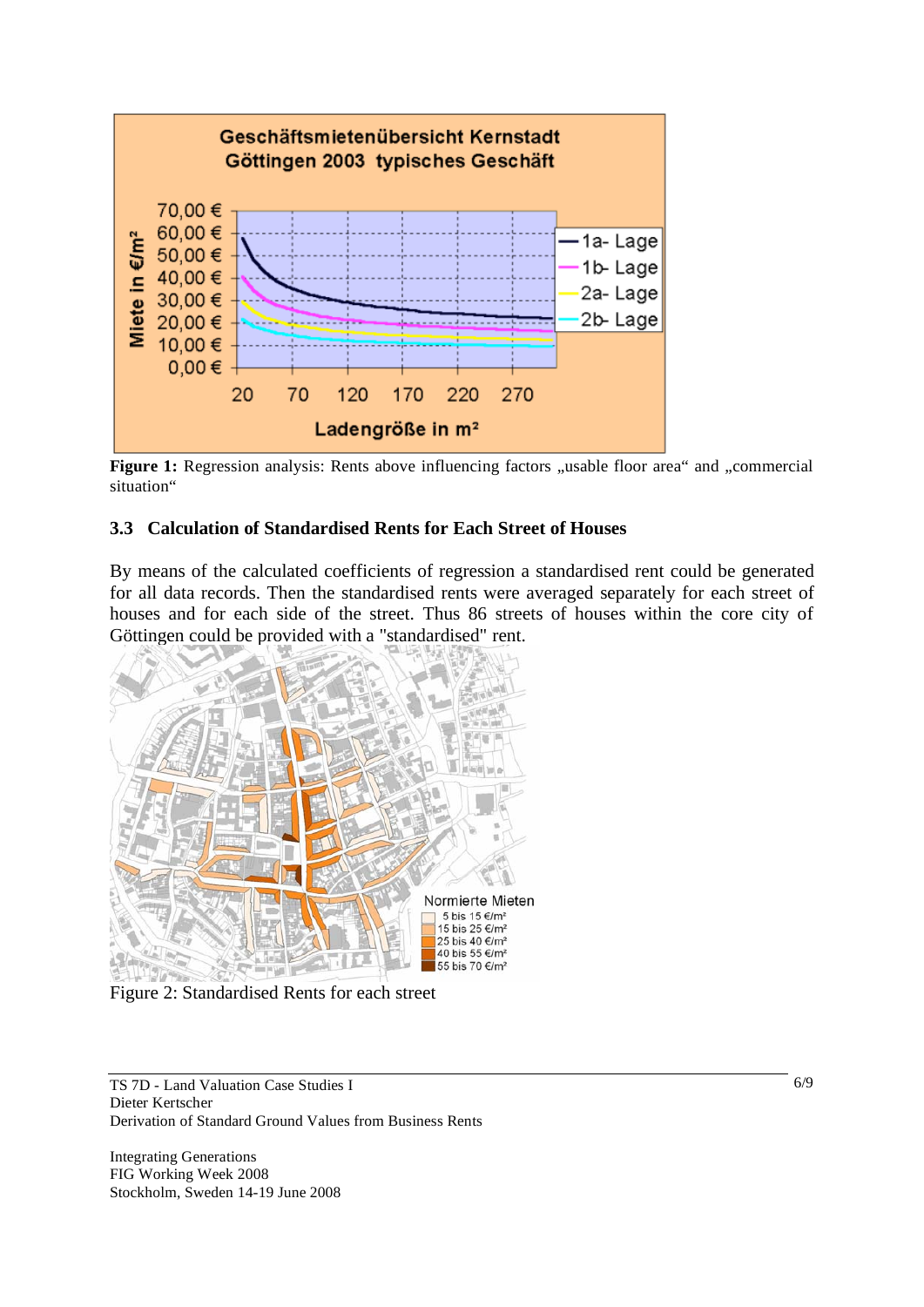**Figure 1:** Regression analysis: Rents above influencing factors „usable floor area“ and „commercial situation“

### 3.3 Calculation of Standardised Rents for Each Street of Houses

By means of the calculated coefficients of regression a standardised rent could be generated for all data records. Then the standardised rents were averaged separately for each street of houses and for each side of the street. Thus 86 streets of houses within the core city of Göttingen could be provided with a "standardised" rent.

Figure 2: Standardised Rents for each street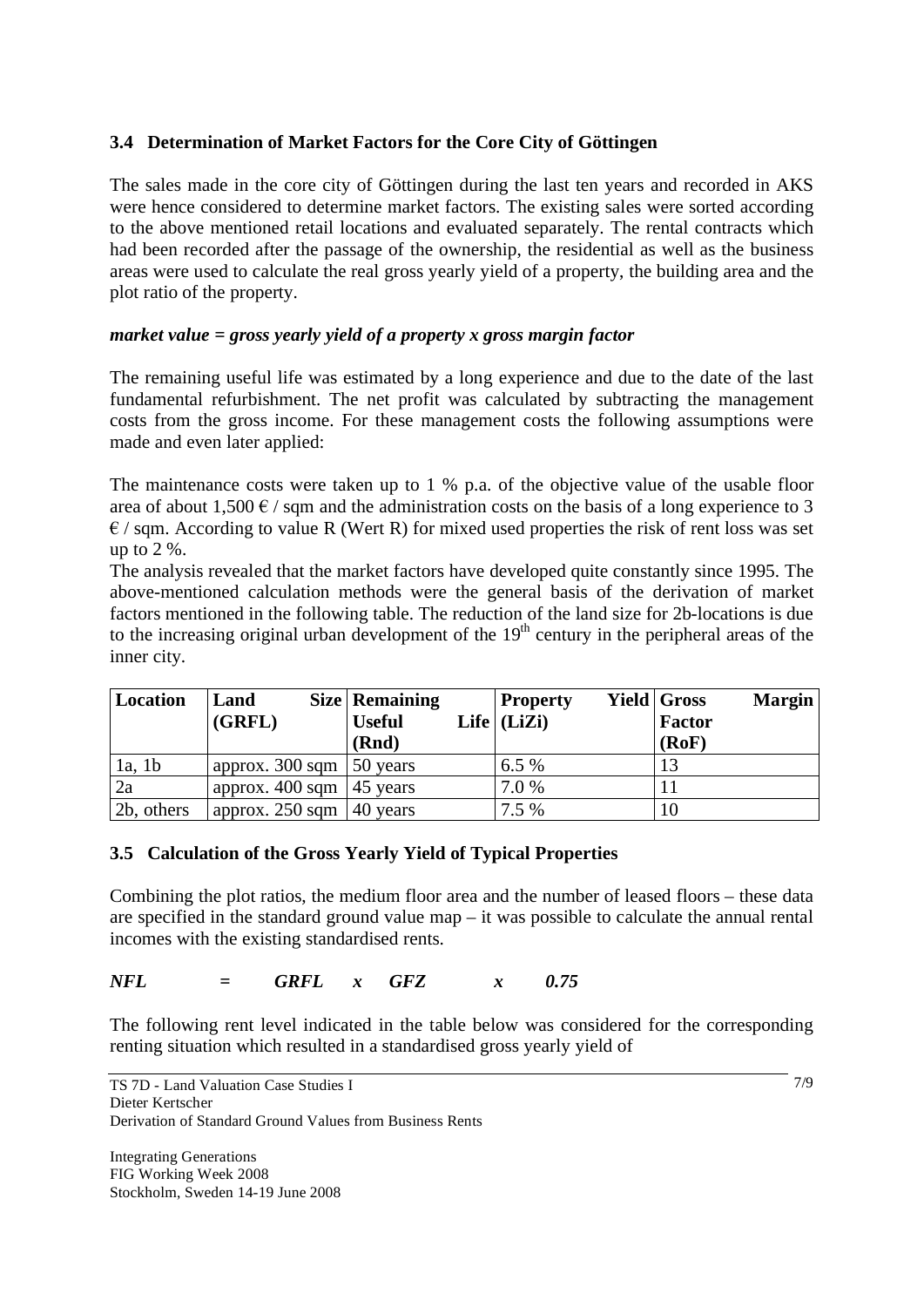### 3.4 Determination of Market Factors for the Core City of Göttingen

The sales made in the core city of Göttingen during the last ten years and recorded in AKS were hence considered to determine market factors. The existing sales were sorted according to the above mentioned retail locations and evaluated separately. The rental contracts which had been recorded after the passage of the ownership, the residential as well as the business areas were used to calculate the real gross yearly yield of a property, the building area and the plot ratio of the property.

***market value = gross yearly yield of a property x gross margin factor***

The remaining useful life was estimated by a long experience and due to the date of the last fundamental refurbishment. The net profit was calculated by subtracting the management costs from the gross income. For these management costs the following assumptions were made and even later applied:

The maintenance costs were taken up to 1 % p.a. of the objective value of the usable floor area of about 1,500 € / sqm and the administration costs on the basis of a long experience to 3 € / sqm. According to value R (Wert R) for mixed used properties the risk of rent loss was set up to 2 %.

The analysis revealed that the market factors have developed quite constantly since 1995. The above-mentioned calculation methods were the general basis of the derivation of market factors mentioned in the following table. The reduction of the land size for 2b-locations is due to the increasing original urban development of the 19th century in the peripheral areas of the inner city.

| Location | Land Size (GRFL) | Remaining Useful Life (Rnd) | Property Yield (LiZi) | Gross Margin Factor (RoF) |
|---|---|---|---|---|
| 1a, 1b | approx. 300 sqm | 50 years | 6.5 % | 13 |
| 2a | approx. 400 sqm | 45 years | 7.0 % | 11 |
| 2b, others | approx. 250 sqm | 40 years | 7.5 % | 10 |

### 3.5 Calculation of the Gross Yearly Yield of Typical Properties

Combining the plot ratios, the medium floor area and the number of leased floors – these data are specified in the standard ground value map – it was possible to calculate the annual rental incomes with the existing standardised rents.

$$NFL = GRFL \times GFZ \times 0.75$$

The following rent level indicated in the table below was considered for the corresponding renting situation which resulted in a standardised gross yearly yield of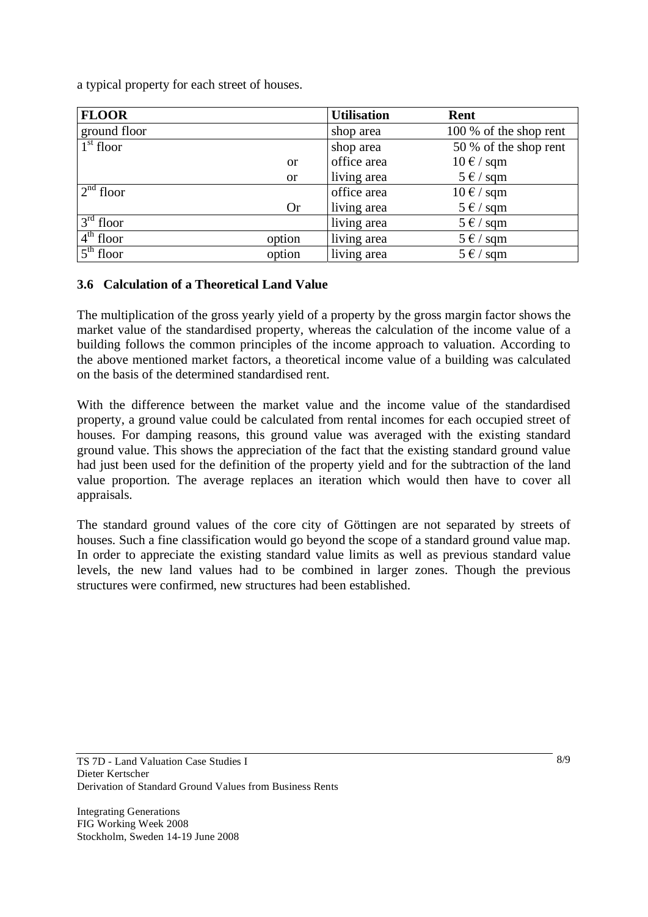a typical property for each street of houses.

| FLOOR | | Utilisation | Rent |
|---|---|---|---|
| ground floor | | shop area | 100 % of the shop rent |
| 1st floor | | shop area | 50 % of the shop rent |
| | or | office area | 10 € / sqm |
| | or | living area | 5 € / sqm |
| 2nd floor | | office area | 10 € / sqm |
| | Or | living area | 5 € / sqm |
| 3rd floor | | living area | 5 € / sqm |
| 4th floor | option | living area | 5 € / sqm |
| 5th floor | option | living area | 5 € / sqm |

### 3.6 Calculation of a Theoretical Land Value

The multiplication of the gross yearly yield of a property by the gross margin factor shows the market value of the standardised property, whereas the calculation of the income value of a building follows the common principles of the income approach to valuation. According to the above mentioned market factors, a theoretical income value of a building was calculated on the basis of the determined standardised rent.

With the difference between the market value and the income value of the standardised property, a ground value could be calculated from rental incomes for each occupied street of houses. For damping reasons, this ground value was averaged with the existing standard ground value. This shows the appreciation of the fact that the existing standard ground value had just been used for the definition of the property yield and for the subtraction of the land value proportion. The average replaces an iteration which would then have to cover all appraisals.

The standard ground values of the core city of Göttingen are not separated by streets of houses. Such a fine classification would go beyond the scope of a standard ground value map. In order to appreciate the existing standard value limits as well as previous standard value levels, the new land values had to be combined in larger zones. Though the previous structures were confirmed, new structures had been established.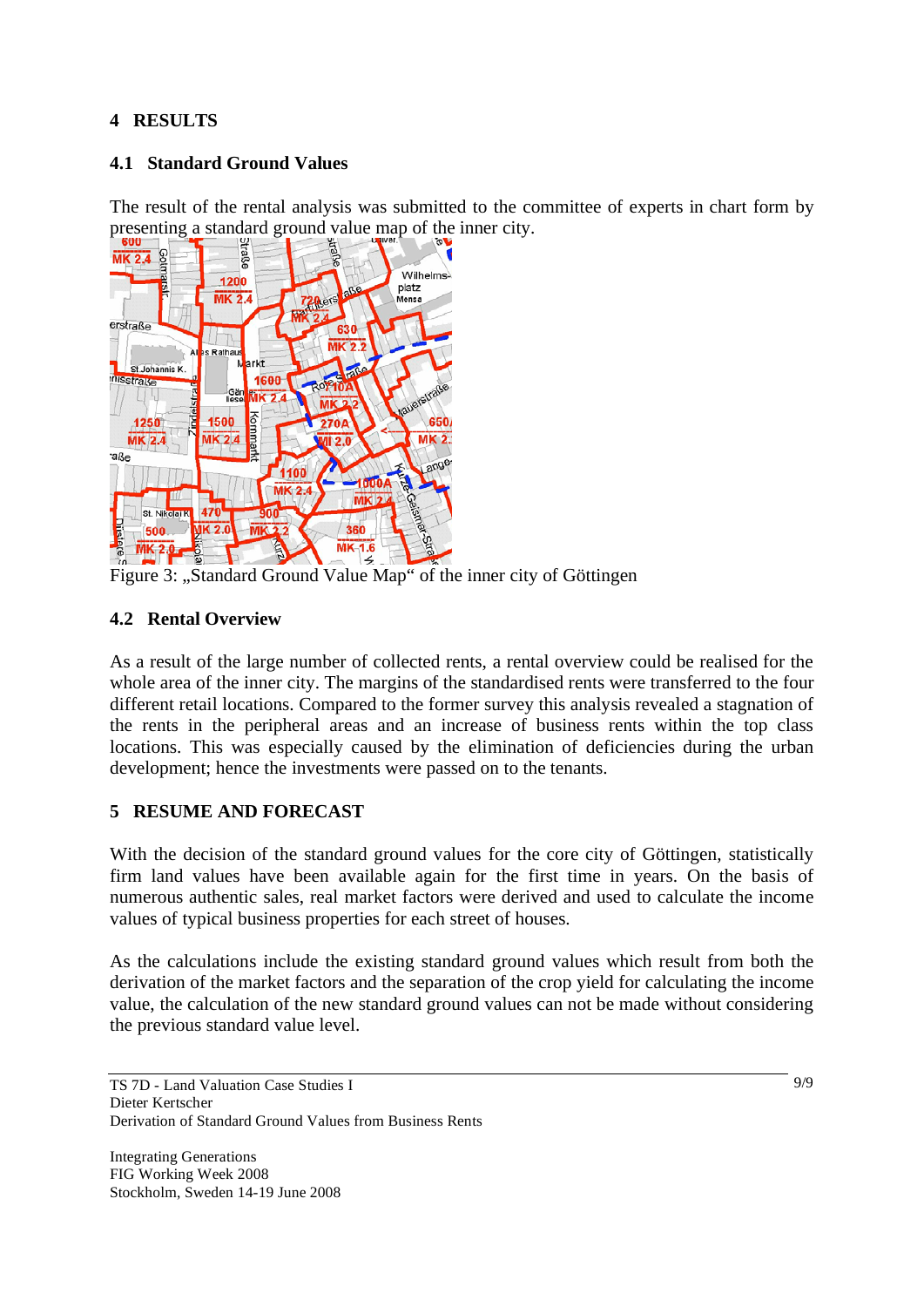## 4 RESULTS

### 4.1 Standard Ground Values

The result of the rental analysis was submitted to the committee of experts in chart form by presenting a standard ground value map of the inner city.

Figure 3: „Standard Ground Value Map" of the inner city of Göttingen

### 4.2 Rental Overview

As a result of the large number of collected rents, a rental overview could be realised for the whole area of the inner city. The margins of the standardised rents were transferred to the four different retail locations. Compared to the former survey this analysis revealed a stagnation of the rents in the peripheral areas and an increase of business rents within the top class locations. This was especially caused by the elimination of deficiencies during the urban development; hence the investments were passed on to the tenants.

## 5 RESUME AND FORECAST

With the decision of the standard ground values for the core city of Göttingen, statistically firm land values have been available again for the first time in years. On the basis of numerous authentic sales, real market factors were derived and used to calculate the income values of typical business properties for each street of houses.

As the calculations include the existing standard ground values which result from both the derivation of the market factors and the separation of the crop yield for calculating the income value, the calculation of the new standard ground values can not be made without considering the previous standard value level.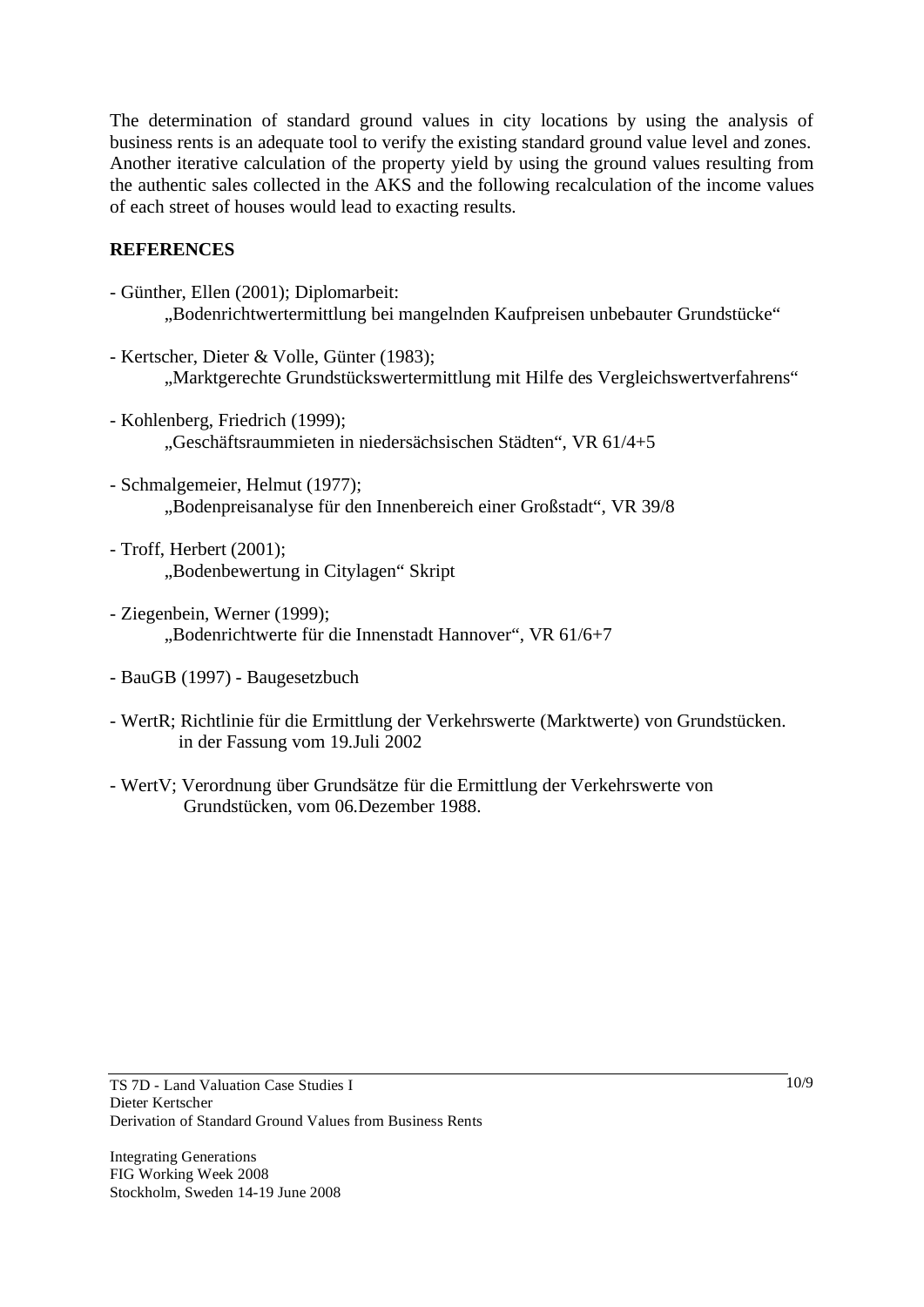The determination of standard ground values in city locations by using the analysis of business rents is an adequate tool to verify the existing standard ground value level and zones. Another iterative calculation of the property yield by using the ground values resulting from the authentic sales collected in the AKS and the following recalculation of the income values of each street of houses would lead to exacting results.

## REFERENCES

- Günther, Ellen (2001); Diplomarbeit:
  „Bodenrichtwertermittlung bei mangelnden Kaufpreisen unbebauter Grundstücke“

- Kertscher, Dieter & Volle, Günter (1983);
  „Marktgerechte Grundstückswertermittlung mit Hilfe des Vergleichswertverfahrens“

- Kohlenberg, Friedrich (1999);
  „Geschäftsraummieten in niedersächsischen Städten“, VR 61/4+5

- Schmalgemeier, Helmut (1977);
  „Bodenpreisanalyse für den Innenbereich einer Großstadt“, VR 39/8

- Troff, Herbert (2001);
  „Bodenbewertung in Citylagen“ Skript

- Ziegenbein, Werner (1999);
  „Bodenrichtwerte für die Innenstadt Hannover“, VR 61/6+7

- BauGB (1997) - Baugesetzbuch

- WertR; Richtlinie für die Ermittlung der Verkehrswerte (Marktwerte) von Grundstücken.
  in der Fassung vom 19.Juli 2002

- WertV; Verordnung über Grundsätze für die Ermittlung der Verkehrswerte von
  Grundstücken, vom 06.Dezember 1988.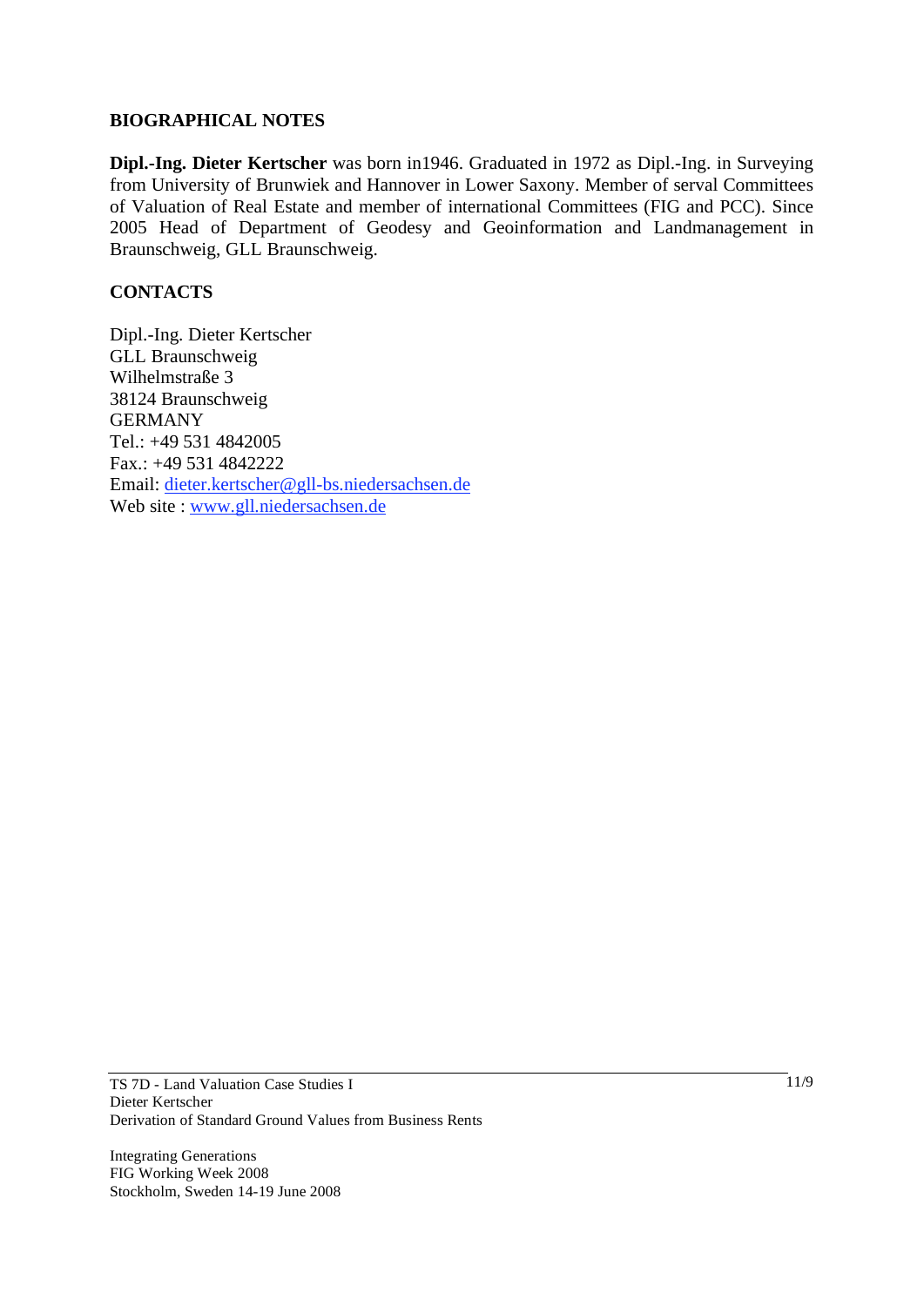## BIOGRAPHICAL NOTES

**Dipl.-Ing. Dieter Kertscher** was born in1946. Graduated in 1972 as Dipl.-Ing. in Surveying from University of Brunwiek and Hannover in Lower Saxony. Member of serval Committees of Valuation of Real Estate and member of international Committees (FIG and PCC). Since 2005 Head of Department of Geodesy and Geoinformation and Landmanagement in Braunschweig, GLL Braunschweig.

## CONTACTS

Dipl.-Ing. Dieter Kertscher
GLL Braunschweig
Wilhelmstraße 3
38124 Braunschweig
GERMANY
Tel.: +49 531 4842005
Fax.: +49 531 4842222
Email: dieter.kertscher@gll-bs.niedersachsen.de
Web site : www.gll.niedersachsen.de